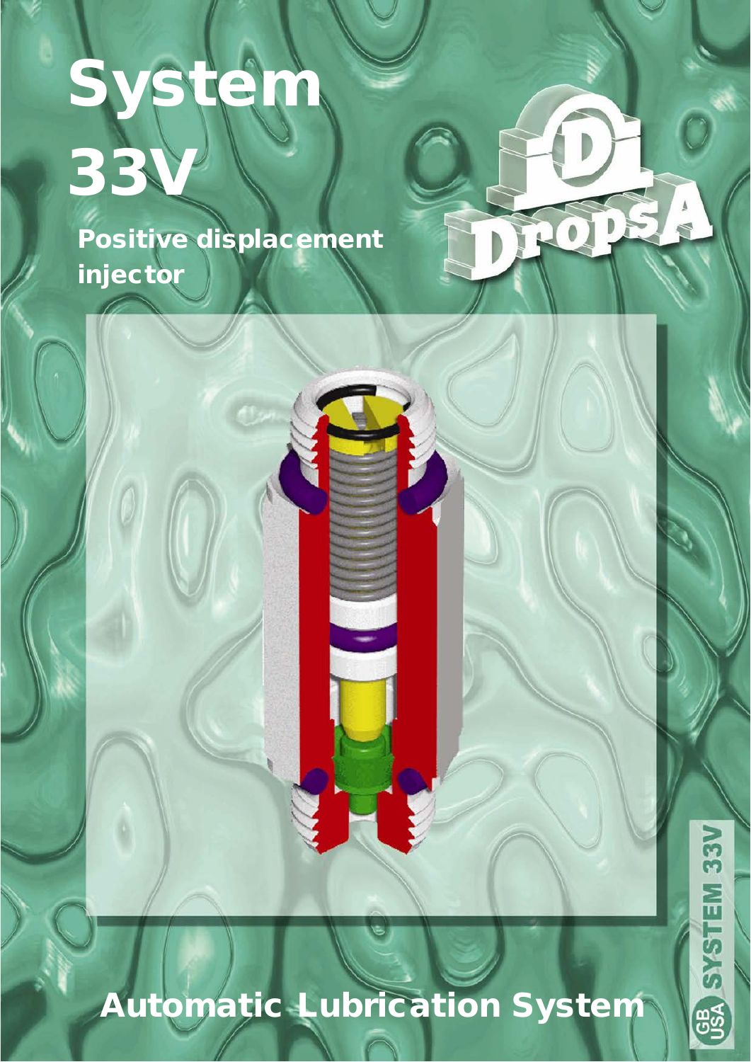# System 33V

## Positive displacement injector

DropsA

## Automatic Lubrication System

GB USA SYSTEM 33V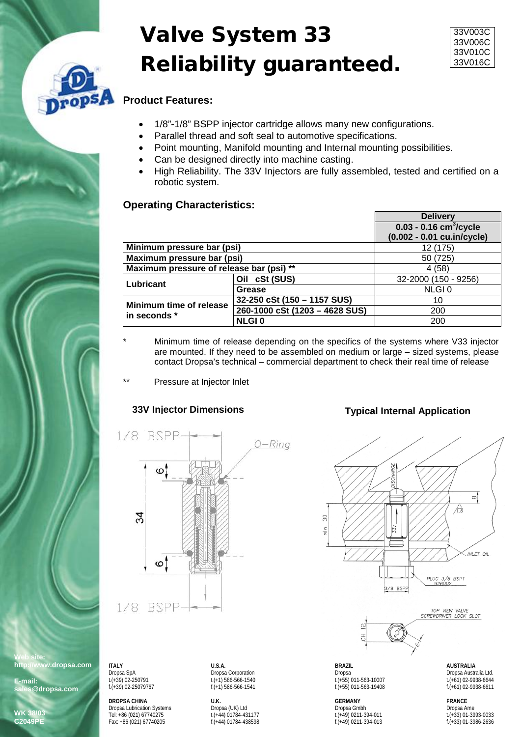# Valve System 33
# Reliability guaranteed.

33V003C
33V006C
33V010C
33V016C

DropsA

## Product Features:

- 1/8"-1/8" BSPP injector cartridge allows many new configurations.
- Parallel thread and soft seal to automotive specifications.
- Point mounting, Manifold mounting and Internal mounting possibilities.
- Can be designed directly into machine casting.
- High Reliability. The 33V Injectors are fully assembled, tested and certified on a robotic system.

## Operating Characteristics:

| | | Delivery 0.03 - 0.16 $cm^3$/cycle (0.002 - 0.01 cu.in/cycle) |
|---|---|---|
| Minimum pressure bar (psi) | | 12 (175) |
| Maximum pressure bar (psi) | | 50 (725) |
| Maximum pressure of release bar (psi) ** | | 4 (58) |
| Lubricant | Oil cSt (SUS) | 32-2000 (150 - 9256) |
| | Grease | NLGI 0 |
| Minimum time of release in seconds * | 32-250 cSt (150 – 1157 SUS) | 10 |
| | 260-1000 cSt (1203 – 4628 SUS) | 200 |
| | NLGI 0 | 200 |

\* Minimum time of release depending on the specifics of the systems where V33 injector are mounted. If they need to be assembled on medium or large – sized systems, please contact Dropsa's technical – commercial department to check their real time of release

\*\* Pressure at Injector Inlet

### 33V Injector Dimensions

1/8 BSPP
O-Ring
6
34
6
1/8 BSPP

### Typical Internal Application

DISCHARGE
8
1.6
min. 30
33V
INLET OIL
PLUG 3/8 BSPT 926002
3/8 BSPP
TOP VIEW VALVE SCREWDRIVER LOCK SLOT
CH 12
6

Web site: http://www.dropsa.com

E-mail: sales@dropsa.com

WK 38/03
C2049PE

**ITALY**
Dropsa SpA
t.(+39) 02-250791
f.(+39) 02-25079767

**DROPSA CHINA**
Dropsa Lubrication Systems
Tel: +86 (021) 67740275
Fax: +86 (021) 67740205

**U.S.A.**
Dropsa Corporation
t.(+1) 586-566-1540
f.(+1) 586-566-1541

**U.K.**
Dropsa (UK) Ltd
t.(+44) 01784-431177
f.(+44) 01784-438598

**BRAZIL**
Dropsa
t.(+55) 011-563-10007
f.(+55) 011-563-19408

**GERMANY**
Dropsa Gmbh
t.(+49) 0211-394-011
f.(+49) 0211-394-013

**AUSTRALIA**
Dropsa Australia Ltd.
t.(+61) 02-9938-6644
f.(+61) 02-9938-6611

**FRANCE**
Dropsa Ame
t.(+33) 01-3993-0033
f.(+33) 01-3986-2636